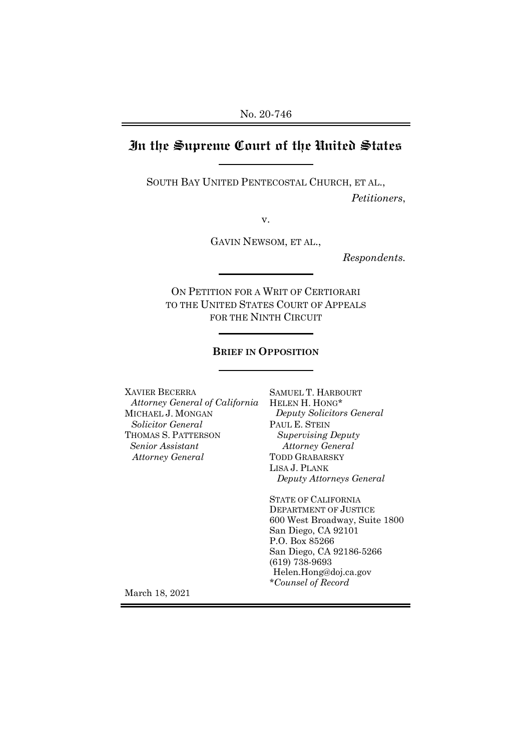No. 20-746

# In the Supreme Court of the United States

SOUTH BAY UNITED PENTECOSTAL CHURCH, ET AL.,

*Petitioners*,

v.

GAVIN NEWSOM, ET AL.,

*Respondents.*

ON PETITION FOR A WRIT OF CERTIORARI TO THE UNITED STATES COURT OF APPEALS FOR THE NINTH CIRCUIT

**BRIEF IN OPPOSITION**

XAVIER BECERRA
*Attorney General of California*
MICHAEL J. MONGAN
*Solicitor General*
THOMAS S. PATTERSON
*Senior Assistant Attorney General*

SAMUEL T. HARBOURT
HELEN H. HONG*
*Deputy Solicitors General*
PAUL E. STEIN
*Supervising Deputy Attorney General*
TODD GRABARSKY
LISA J. PLANK
*Deputy Attorneys General*

STATE OF CALIFORNIA
DEPARTMENT OF JUSTICE
600 West Broadway, Suite 1800
San Diego, CA 92101
P.O. Box 85266
San Diego, CA 92186-5266
(619) 738-9693
Helen.Hong@doj.ca.gov
**Counsel of Record*

March 18, 2021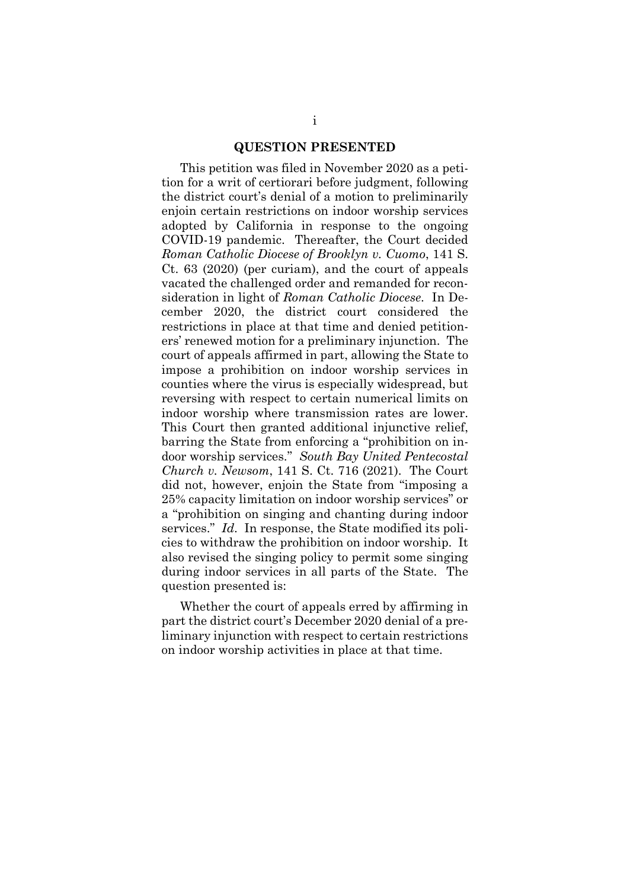## QUESTION PRESENTED

This petition was filed in November 2020 as a petition for a writ of certiorari before judgment, following the district court's denial of a motion to preliminarily enjoin certain restrictions on indoor worship services adopted by California in response to the ongoing COVID-19 pandemic. Thereafter, the Court decided *Roman Catholic Diocese of Brooklyn v. Cuomo*, 141 S. Ct. 63 (2020) (per curiam), and the court of appeals vacated the challenged order and remanded for reconsideration in light of *Roman Catholic Diocese*. In December 2020, the district court considered the restrictions in place at that time and denied petitioners' renewed motion for a preliminary injunction. The court of appeals affirmed in part, allowing the State to impose a prohibition on indoor worship services in counties where the virus is especially widespread, but reversing with respect to certain numerical limits on indoor worship where transmission rates are lower. This Court then granted additional injunctive relief, barring the State from enforcing a "prohibition on indoor worship services." *South Bay United Pentecostal Church v. Newsom*, 141 S. Ct. 716 (2021). The Court did not, however, enjoin the State from "imposing a 25% capacity limitation on indoor worship services" or a "prohibition on singing and chanting during indoor services." *Id*. In response, the State modified its policies to withdraw the prohibition on indoor worship. It also revised the singing policy to permit some singing during indoor services in all parts of the State. The question presented is:

Whether the court of appeals erred by affirming in part the district court's December 2020 denial of a preliminary injunction with respect to certain restrictions on indoor worship activities in place at that time.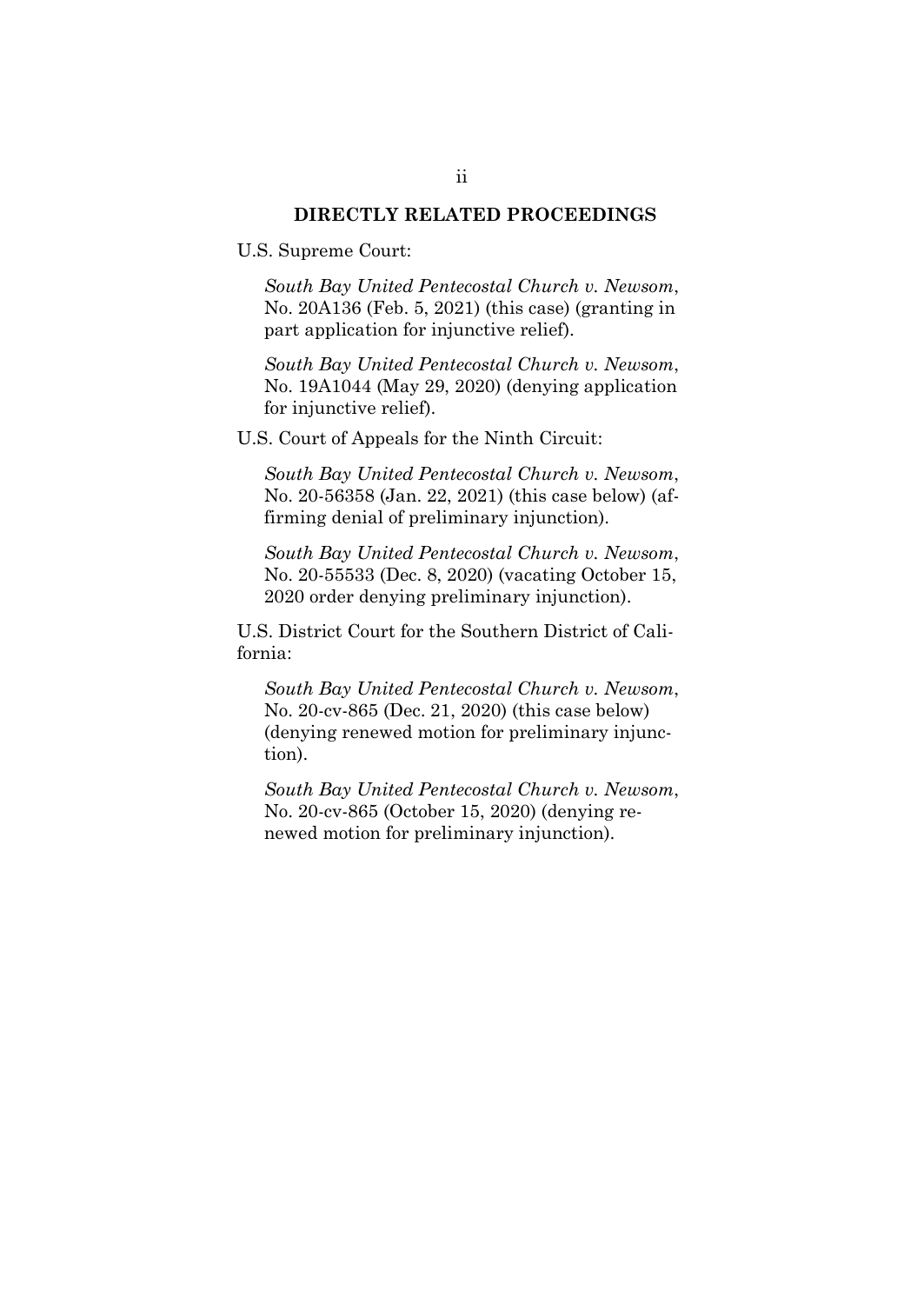## DIRECTLY RELATED PROCEEDINGS

U.S. Supreme Court:

*South Bay United Pentecostal Church v. Newsom*, No. 20A136 (Feb. 5, 2021) (this case) (granting in part application for injunctive relief).

*South Bay United Pentecostal Church v. Newsom*, No. 19A1044 (May 29, 2020) (denying application for injunctive relief).

U.S. Court of Appeals for the Ninth Circuit:

*South Bay United Pentecostal Church v. Newsom*, No. 20-56358 (Jan. 22, 2021) (this case below) (affirming denial of preliminary injunction).

*South Bay United Pentecostal Church v. Newsom*, No. 20-55533 (Dec. 8, 2020) (vacating October 15, 2020 order denying preliminary injunction).

U.S. District Court for the Southern District of California:

*South Bay United Pentecostal Church v. Newsom*, No. 20-cv-865 (Dec. 21, 2020) (this case below) (denying renewed motion for preliminary injunction).

*South Bay United Pentecostal Church v. Newsom*, No. 20-cv-865 (October 15, 2020) (denying renewed motion for preliminary injunction).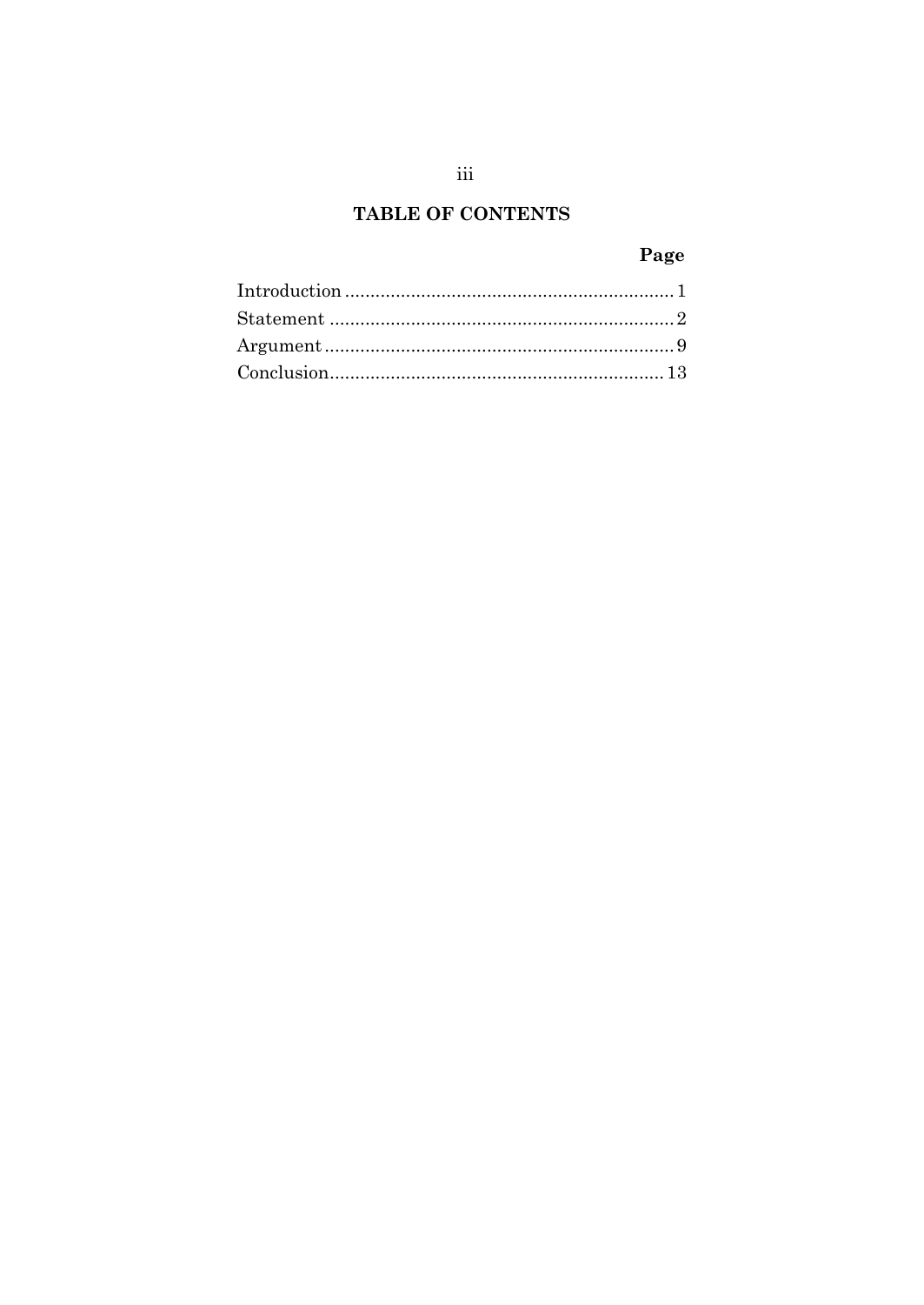# TABLE OF CONTENTS

| | Page |
| --- | --- |
| Introduction | 1 |
| Statement | 2 |
| Argument | 9 |
| Conclusion | 13 |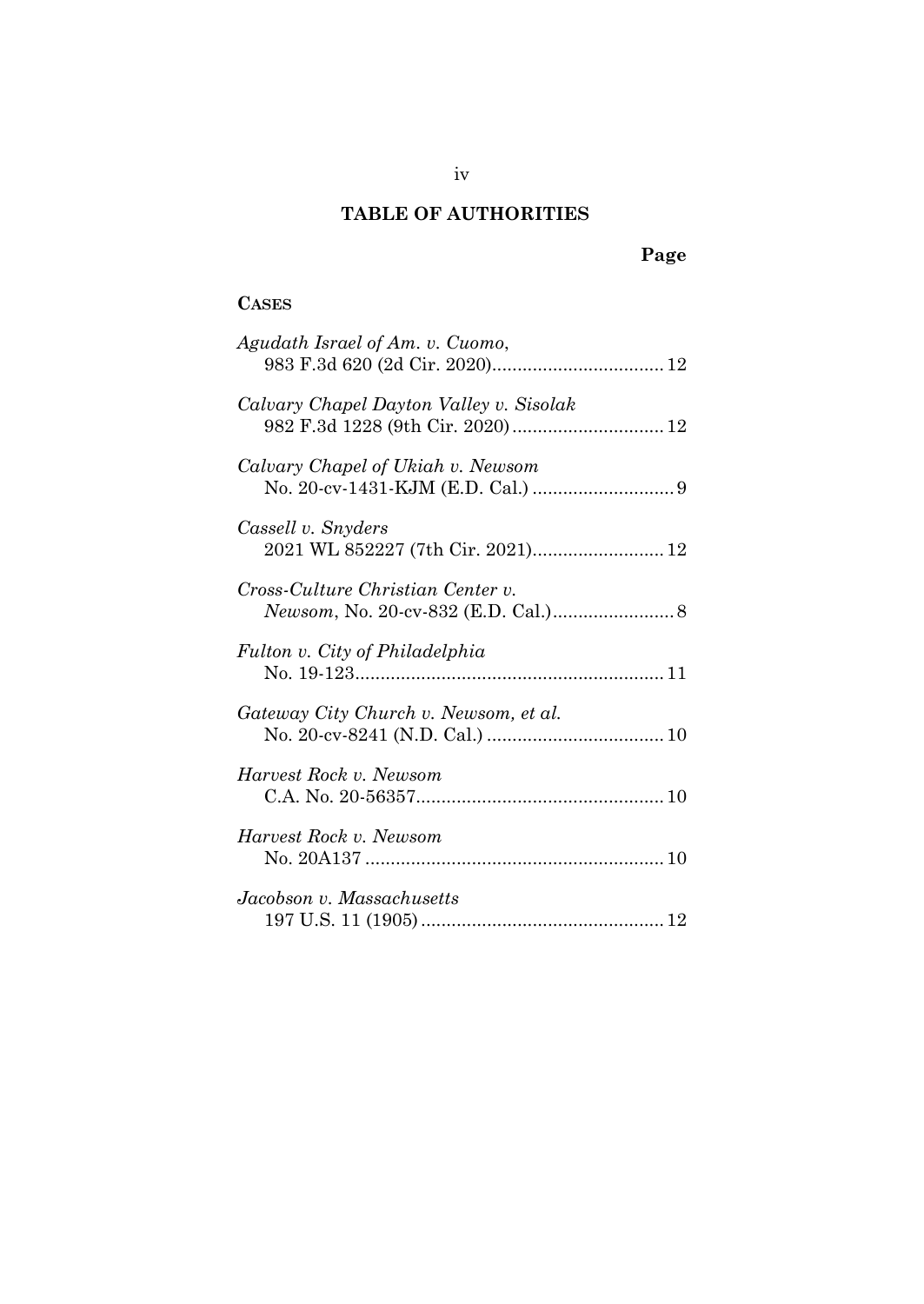## TABLE OF AUTHORITIES

**Page**

**CASES**

*Agudath Israel of Am. v. Cuomo*, 983 F.3d 620 (2d Cir. 2020) .................................. 12

*Calvary Chapel Dayton Valley v. Sisolak* 982 F.3d 1228 (9th Cir. 2020) .............................. 12

*Calvary Chapel of Ukiah v. Newsom* No. 20-cv-1431-KJM (E.D. Cal.) ............................ 9

*Cassell v. Snyders* 2021 WL 852227 (7th Cir. 2021) .......................... 12

*Cross-Culture Christian Center v. Newsom*, No. 20-cv-832 (E.D. Cal.) ........................ 8

*Fulton v. City of Philadelphia* No. 19-123 ............................................................ 11

*Gateway City Church v. Newsom, et al.* No. 20-cv-8241 (N.D. Cal.) ................................... 10

*Harvest Rock v. Newsom* C.A. No. 20-56357 ................................................ 10

*Harvest Rock v. Newsom* No. 20A137 .......................................................... 10

*Jacobson v. Massachusetts* 197 U.S. 11 (1905) ................................................ 12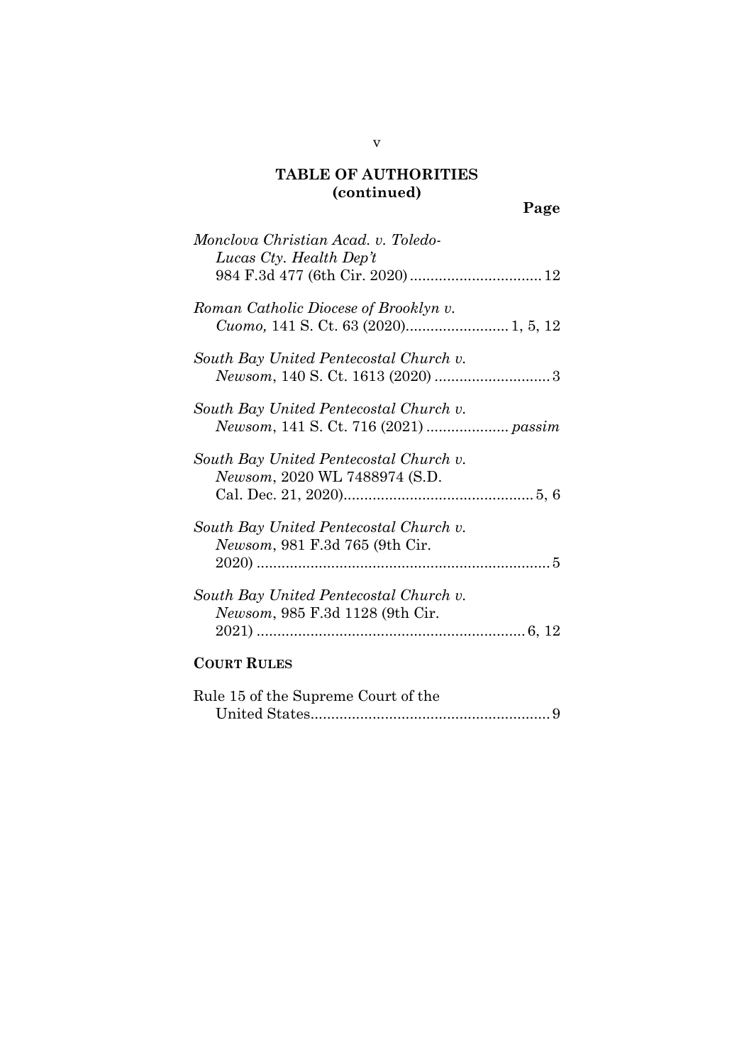## TABLE OF AUTHORITIES (continued)

**Page**

*Monclova Christian Acad. v. Toledo-Lucas Cty. Health Dep't* 984 F.3d 477 (6th Cir. 2020) ................................ 12

*Roman Catholic Diocese of Brooklyn v. Cuomo,* 141 S. Ct. 63 (2020)......................... 1, 5, 12

*South Bay United Pentecostal Church v. Newsom*, 140 S. Ct. 1613 (2020) ............................ 3

*South Bay United Pentecostal Church v. Newsom*, 141 S. Ct. 716 (2021) .................... *passim*

*South Bay United Pentecostal Church v. Newsom*, 2020 WL 7488974 (S.D. Cal. Dec. 21, 2020).............................................. 5, 6

*South Bay United Pentecostal Church v. Newsom*, 981 F.3d 765 (9th Cir. 2020) ....................................................................... 5

*South Bay United Pentecostal Church v. Newsom*, 985 F.3d 1128 (9th Cir. 2021) ................................................................. 6, 12

**COURT RULES**

Rule 15 of the Supreme Court of the United States.......................................................... 9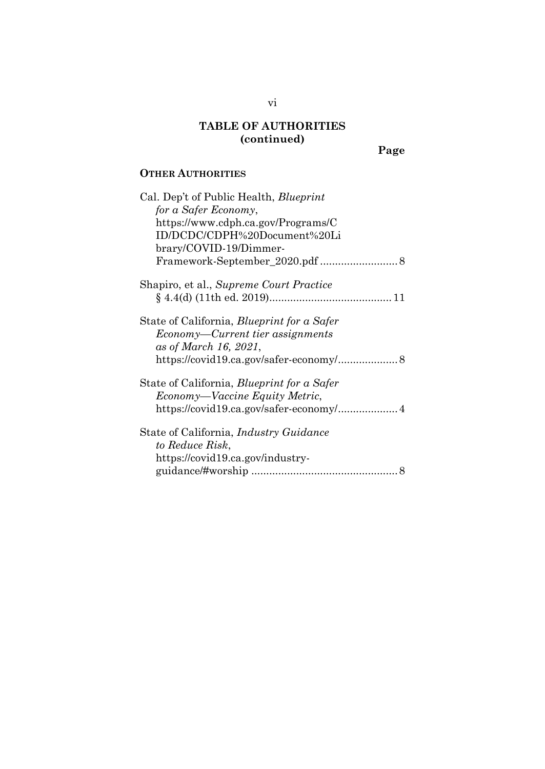## TABLE OF AUTHORITIES (continued)

**Page**

### OTHER AUTHORITIES

Cal. Dep't of Public Health, *Blueprint for a Safer Economy*, https://www.cdph.ca.gov/Programs/CID/DCDC/CDPH%20Document%20Library/COVID-19/Dimmer-Framework-September_2020.pdf .......................... 8

Shapiro, et al., *Supreme Court Practice* § 4.4(d) (11th ed. 2019)......................................... 11

State of California, *Blueprint for a Safer Economy—Current tier assignments as of March 16, 2021*, https://covid19.ca.gov/safer-economy/.................... 8

State of California, *Blueprint for a Safer Economy—Vaccine Equity Metric*, https://covid19.ca.gov/safer-economy/.................... 4

State of California, *Industry Guidance to Reduce Risk*, https://covid19.ca.gov/industry-guidance/#worship ................................................. 8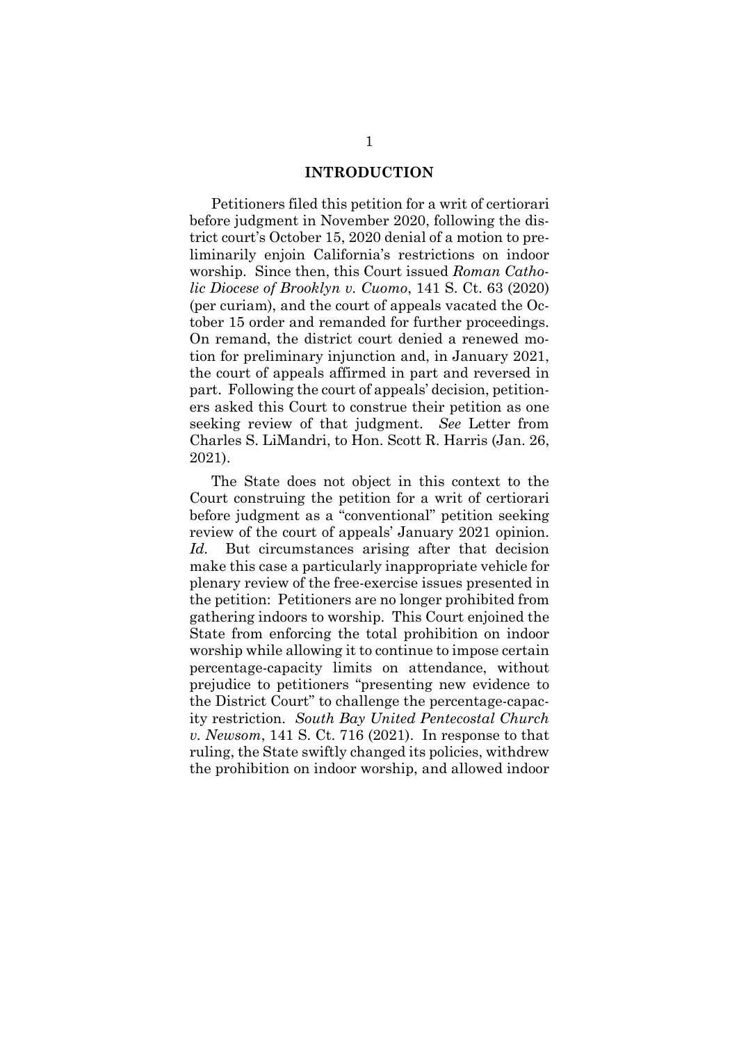## INTRODUCTION

Petitioners filed this petition for a writ of certiorari before judgment in November 2020, following the district court's October 15, 2020 denial of a motion to preliminarily enjoin California's restrictions on indoor worship. Since then, this Court issued *Roman Catholic Diocese of Brooklyn v. Cuomo*, 141 S. Ct. 63 (2020) (per curiam), and the court of appeals vacated the October 15 order and remanded for further proceedings. On remand, the district court denied a renewed motion for preliminary injunction and, in January 2021, the court of appeals affirmed in part and reversed in part. Following the court of appeals' decision, petitioners asked this Court to construe their petition as one seeking review of that judgment. *See* Letter from Charles S. LiMandri, to Hon. Scott R. Harris (Jan. 26, 2021).

The State does not object in this context to the Court construing the petition for a writ of certiorari before judgment as a "conventional" petition seeking review of the court of appeals' January 2021 opinion. *Id.* But circumstances arising after that decision make this case a particularly inappropriate vehicle for plenary review of the free-exercise issues presented in the petition: Petitioners are no longer prohibited from gathering indoors to worship. This Court enjoined the State from enforcing the total prohibition on indoor worship while allowing it to continue to impose certain percentage-capacity limits on attendance, without prejudice to petitioners "presenting new evidence to the District Court" to challenge the percentage-capacity restriction. *South Bay United Pentecostal Church v. Newsom*, 141 S. Ct. 716 (2021). In response to that ruling, the State swiftly changed its policies, withdrew the prohibition on indoor worship, and allowed indoor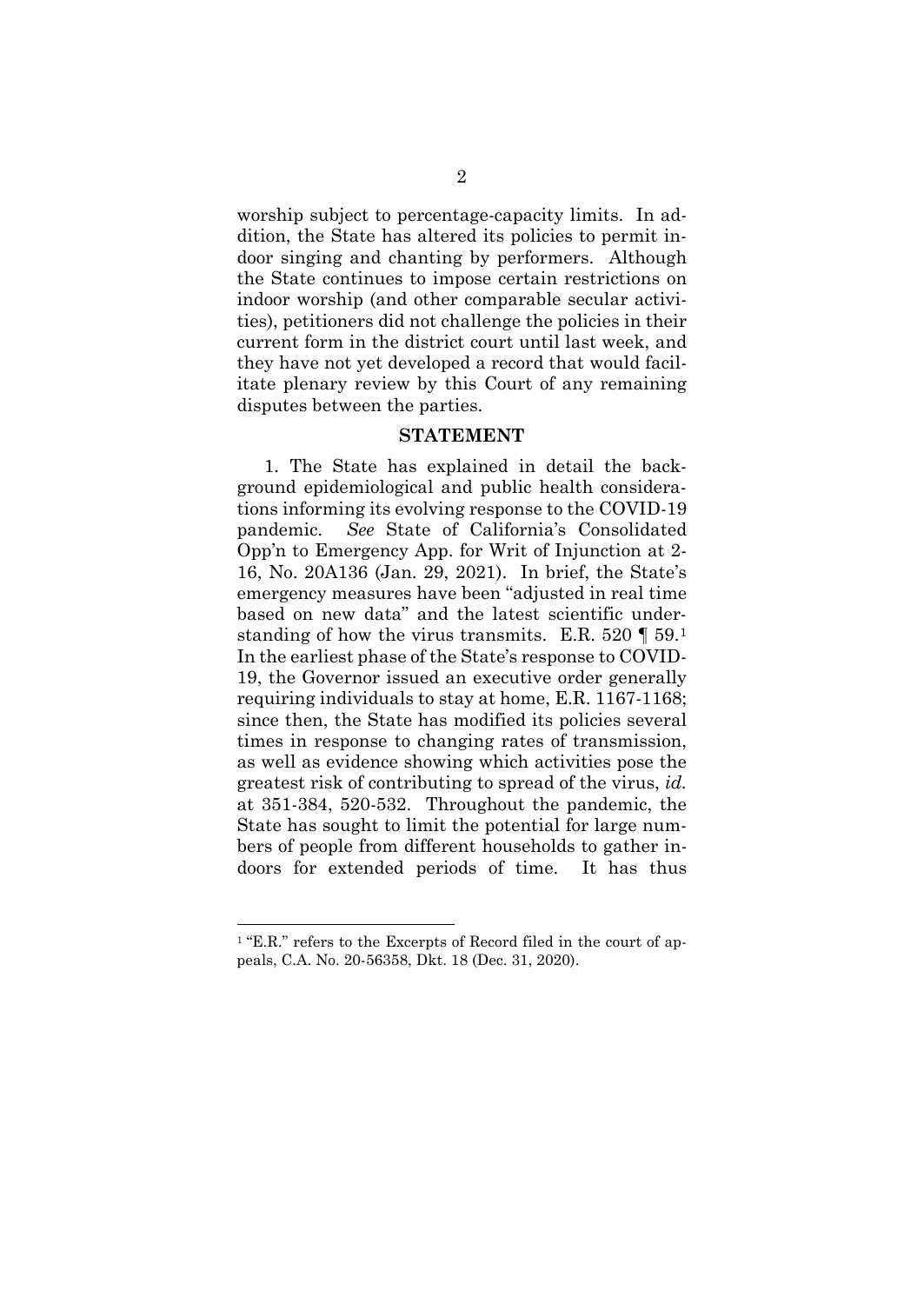worship subject to percentage-capacity limits. In addition, the State has altered its policies to permit indoor singing and chanting by performers. Although the State continues to impose certain restrictions on indoor worship (and other comparable secular activities), petitioners did not challenge the policies in their current form in the district court until last week, and they have not yet developed a record that would facilitate plenary review by this Court of any remaining disputes between the parties.

## STATEMENT

1. The State has explained in detail the background epidemiological and public health considerations informing its evolving response to the COVID-19 pandemic. *See* State of California's Consolidated Opp'n to Emergency App. for Writ of Injunction at 2-16, No. 20A136 (Jan. 29, 2021). In brief, the State's emergency measures have been "adjusted in real time based on new data" and the latest scientific understanding of how the virus transmits. E.R. 520 ¶ 59.[1] In the earliest phase of the State's response to COVID-19, the Governor issued an executive order generally requiring individuals to stay at home, E.R. 1167-1168; since then, the State has modified its policies several times in response to changing rates of transmission, as well as evidence showing which activities pose the greatest risk of contributing to spread of the virus, *id.* at 351-384, 520-532. Throughout the pandemic, the State has sought to limit the potential for large numbers of people from different households to gather indoors for extended periods of time. It has thus

---

[1] "E.R." refers to the Excerpts of Record filed in the court of appeals, C.A. No. 20-56358, Dkt. 18 (Dec. 31, 2020).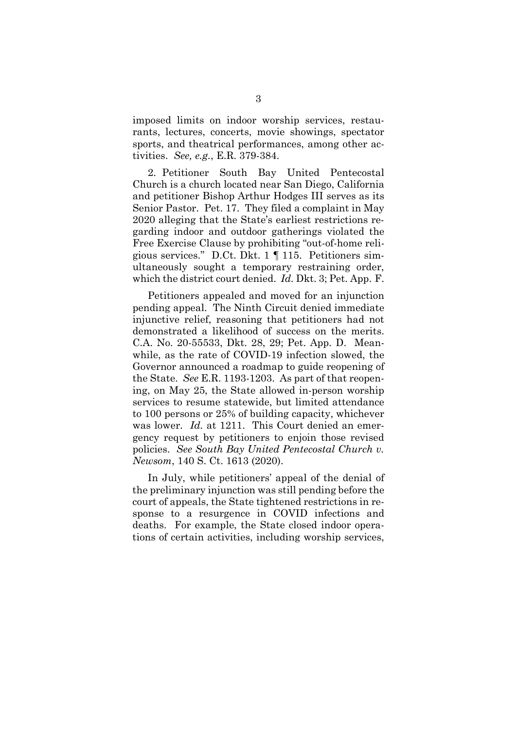imposed limits on indoor worship services, restaurants, lectures, concerts, movie showings, spectator sports, and theatrical performances, among other activities. *See, e.g.*, E.R. 379-384.

2. Petitioner South Bay United Pentecostal Church is a church located near San Diego, California and petitioner Bishop Arthur Hodges III serves as its Senior Pastor. Pet. 17. They filed a complaint in May 2020 alleging that the State's earliest restrictions regarding indoor and outdoor gatherings violated the Free Exercise Clause by prohibiting "out-of-home religious services." D.Ct. Dkt. 1 ¶ 115. Petitioners simultaneously sought a temporary restraining order, which the district court denied. *Id.* Dkt. 3; Pet. App. F.

Petitioners appealed and moved for an injunction pending appeal. The Ninth Circuit denied immediate injunctive relief, reasoning that petitioners had not demonstrated a likelihood of success on the merits. C.A. No. 20-55533, Dkt. 28, 29; Pet. App. D. Meanwhile, as the rate of COVID-19 infection slowed, the Governor announced a roadmap to guide reopening of the State. *See* E.R. 1193-1203. As part of that reopening, on May 25, the State allowed in-person worship services to resume statewide, but limited attendance to 100 persons or 25% of building capacity, whichever was lower. *Id.* at 1211. This Court denied an emergency request by petitioners to enjoin those revised policies. *See South Bay United Pentecostal Church v. Newsom*, 140 S. Ct. 1613 (2020).

In July, while petitioners' appeal of the denial of the preliminary injunction was still pending before the court of appeals, the State tightened restrictions in response to a resurgence in COVID infections and deaths. For example, the State closed indoor operations of certain activities, including worship services,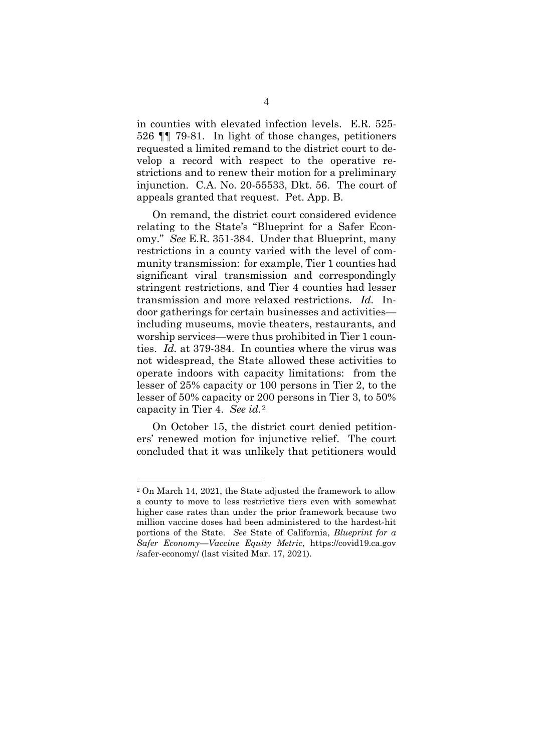in counties with elevated infection levels. E.R. 525-526 ¶¶ 79-81. In light of those changes, petitioners requested a limited remand to the district court to develop a record with respect to the operative restrictions and to renew their motion for a preliminary injunction. C.A. No. 20-55533, Dkt. 56. The court of appeals granted that request. Pet. App. B.

On remand, the district court considered evidence relating to the State's "Blueprint for a Safer Economy." *See* E.R. 351-384. Under that Blueprint, many restrictions in a county varied with the level of community transmission: for example, Tier 1 counties had significant viral transmission and correspondingly stringent restrictions, and Tier 4 counties had lesser transmission and more relaxed restrictions. *Id.* Indoor gatherings for certain businesses and activities—including museums, movie theaters, restaurants, and worship services—were thus prohibited in Tier 1 counties. *Id.* at 379-384. In counties where the virus was not widespread, the State allowed these activities to operate indoors with capacity limitations: from the lesser of 25% capacity or 100 persons in Tier 2, to the lesser of 50% capacity or 200 persons in Tier 3, to 50% capacity in Tier 4. *See id.*[2]

On October 15, the district court denied petitioners' renewed motion for injunctive relief. The court concluded that it was unlikely that petitioners would

---

[2] On March 14, 2021, the State adjusted the framework to allow a county to move to less restrictive tiers even with somewhat higher case rates than under the prior framework because two million vaccine doses had been administered to the hardest-hit portions of the State. *See* State of California, *Blueprint for a Safer Economy—Vaccine Equity Metric*, https://covid19.ca.gov/safer-economy/ (last visited Mar. 17, 2021).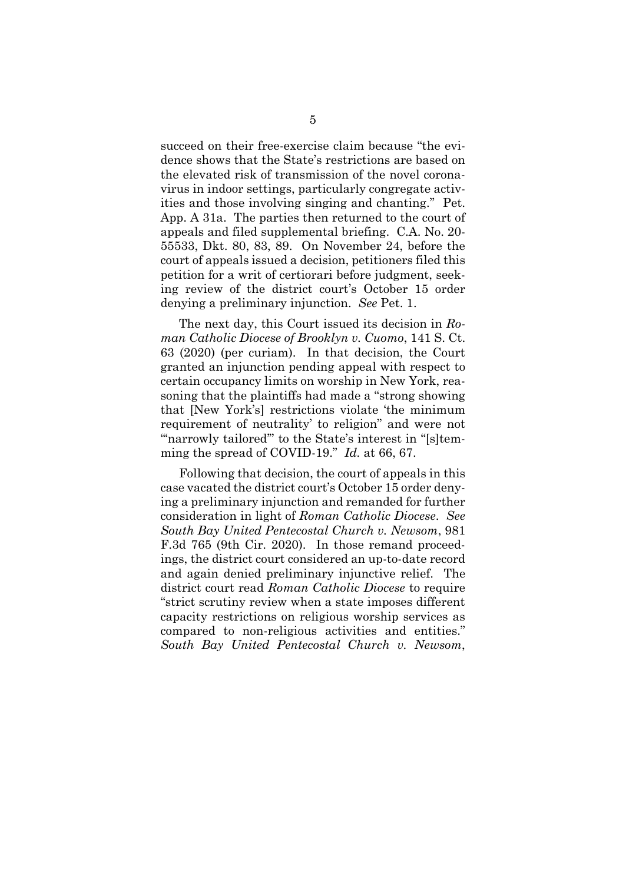succeed on their free-exercise claim because "the evidence shows that the State's restrictions are based on the elevated risk of transmission of the novel coronavirus in indoor settings, particularly congregate activities and those involving singing and chanting." Pet. App. A 31a. The parties then returned to the court of appeals and filed supplemental briefing. C.A. No. 20-55533, Dkt. 80, 83, 89. On November 24, before the court of appeals issued a decision, petitioners filed this petition for a writ of certiorari before judgment, seeking review of the district court's October 15 order denying a preliminary injunction. *See* Pet. 1.

The next day, this Court issued its decision in *Roman Catholic Diocese of Brooklyn v. Cuomo*, 141 S. Ct. 63 (2020) (per curiam). In that decision, the Court granted an injunction pending appeal with respect to certain occupancy limits on worship in New York, reasoning that the plaintiffs had made a "strong showing that [New York's] restrictions violate 'the minimum requirement of neutrality' to religion" and were not "'narrowly tailored'" to the State's interest in "[s]temming the spread of COVID-19." *Id.* at 66, 67.

Following that decision, the court of appeals in this case vacated the district court's October 15 order denying a preliminary injunction and remanded for further consideration in light of *Roman Catholic Diocese*. *See South Bay United Pentecostal Church v. Newsom*, 981 F.3d 765 (9th Cir. 2020). In those remand proceedings, the district court considered an up-to-date record and again denied preliminary injunctive relief. The district court read *Roman Catholic Diocese* to require "strict scrutiny review when a state imposes different capacity restrictions on religious worship services as compared to non-religious activities and entities." *South Bay United Pentecostal Church v. Newsom*,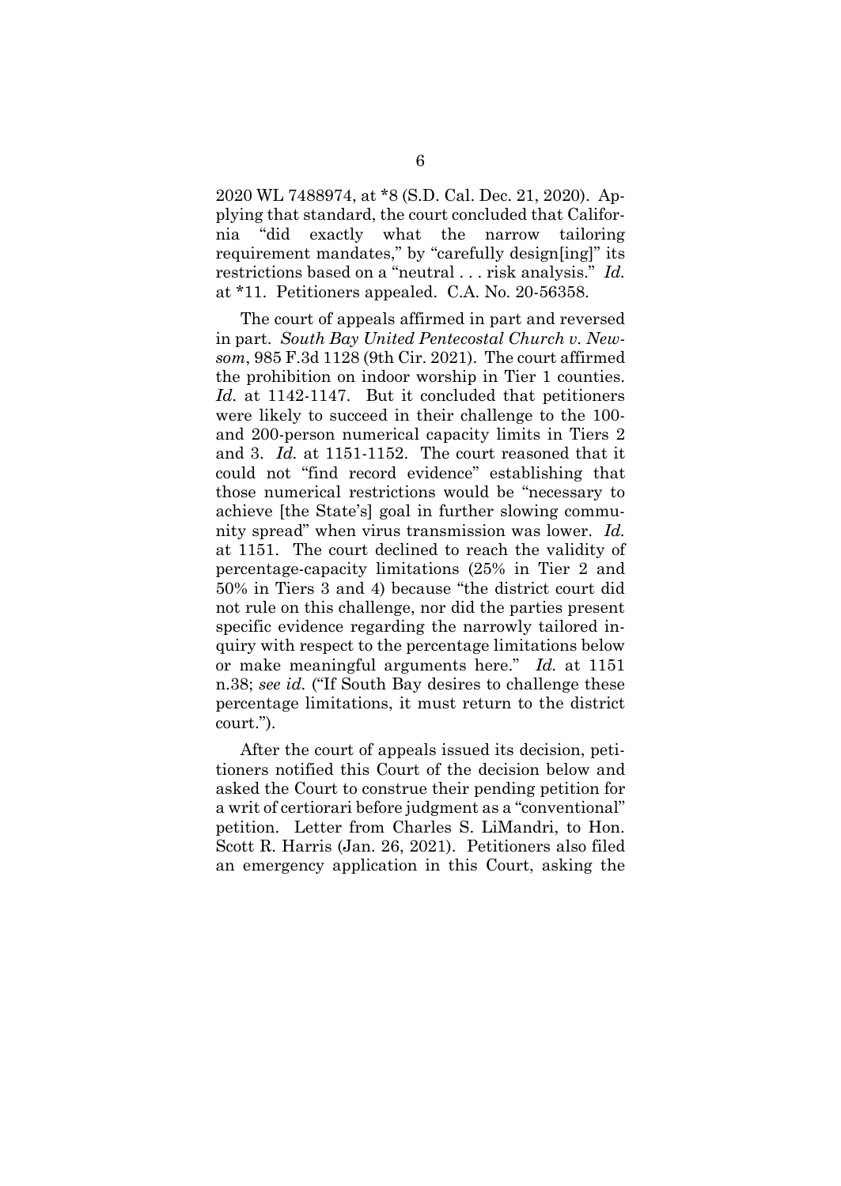2020 WL 7488974, at *8 (S.D. Cal. Dec. 21, 2020). Applying that standard, the court concluded that California "did exactly what the narrow tailoring requirement mandates," by "carefully design[ing]" its restrictions based on a "neutral . . . risk analysis." *Id.* at *11. Petitioners appealed. C.A. No. 20-56358.

The court of appeals affirmed in part and reversed in part. *South Bay United Pentecostal Church v. Newsom*, 985 F.3d 1128 (9th Cir. 2021). The court affirmed the prohibition on indoor worship in Tier 1 counties. *Id.* at 1142-1147. But it concluded that petitioners were likely to succeed in their challenge to the 100- and 200-person numerical capacity limits in Tiers 2 and 3. *Id.* at 1151-1152. The court reasoned that it could not "find record evidence" establishing that those numerical restrictions would be "necessary to achieve [the State's] goal in further slowing community spread" when virus transmission was lower. *Id.* at 1151. The court declined to reach the validity of percentage-capacity limitations (25% in Tier 2 and 50% in Tiers 3 and 4) because "the district court did not rule on this challenge, nor did the parties present specific evidence regarding the narrowly tailored inquiry with respect to the percentage limitations below or make meaningful arguments here." *Id.* at 1151 n.38; *see id.* ("If South Bay desires to challenge these percentage limitations, it must return to the district court.").

After the court of appeals issued its decision, petitioners notified this Court of the decision below and asked the Court to construe their pending petition for a writ of certiorari before judgment as a "conventional" petition. Letter from Charles S. LiMandri, to Hon. Scott R. Harris (Jan. 26, 2021). Petitioners also filed an emergency application in this Court, asking the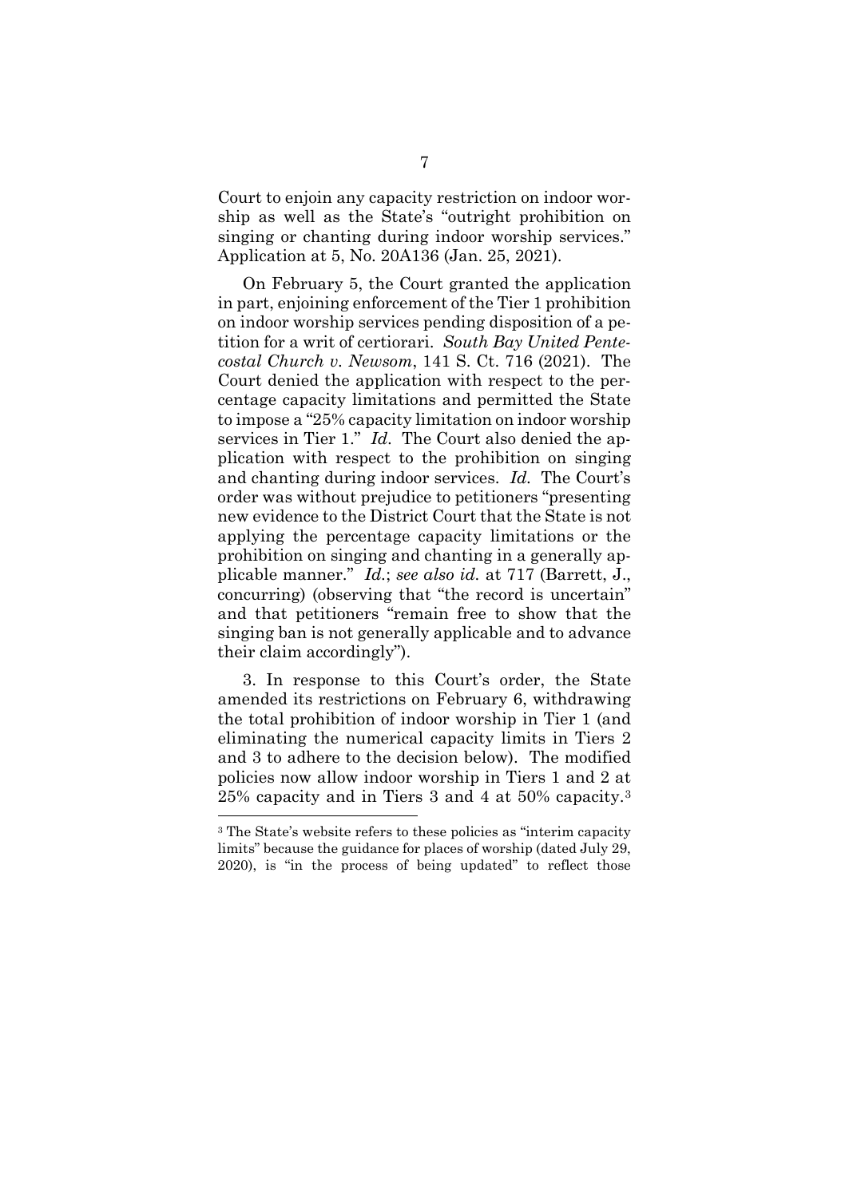Court to enjoin any capacity restriction on indoor worship as well as the State's "outright prohibition on singing or chanting during indoor worship services." Application at 5, No. 20A136 (Jan. 25, 2021).

On February 5, the Court granted the application in part, enjoining enforcement of the Tier 1 prohibition on indoor worship services pending disposition of a petition for a writ of certiorari. *South Bay United Pentecostal Church v. Newsom*, 141 S. Ct. 716 (2021). The Court denied the application with respect to the percentage capacity limitations and permitted the State to impose a "25% capacity limitation on indoor worship services in Tier 1." *Id.* The Court also denied the application with respect to the prohibition on singing and chanting during indoor services. *Id.* The Court's order was without prejudice to petitioners "presenting new evidence to the District Court that the State is not applying the percentage capacity limitations or the prohibition on singing and chanting in a generally applicable manner." *Id.*; *see also id.* at 717 (Barrett, J., concurring) (observing that "the record is uncertain" and that petitioners "remain free to show that the singing ban is not generally applicable and to advance their claim accordingly").

3. In response to this Court's order, the State amended its restrictions on February 6, withdrawing the total prohibition of indoor worship in Tier 1 (and eliminating the numerical capacity limits in Tiers 2 and 3 to adhere to the decision below). The modified policies now allow indoor worship in Tiers 1 and 2 at 25% capacity and in Tiers 3 and 4 at 50% capacity.[3]

---

[3] The State's website refers to these policies as "interim capacity limits" because the guidance for places of worship (dated July 29, 2020), is "in the process of being updated" to reflect those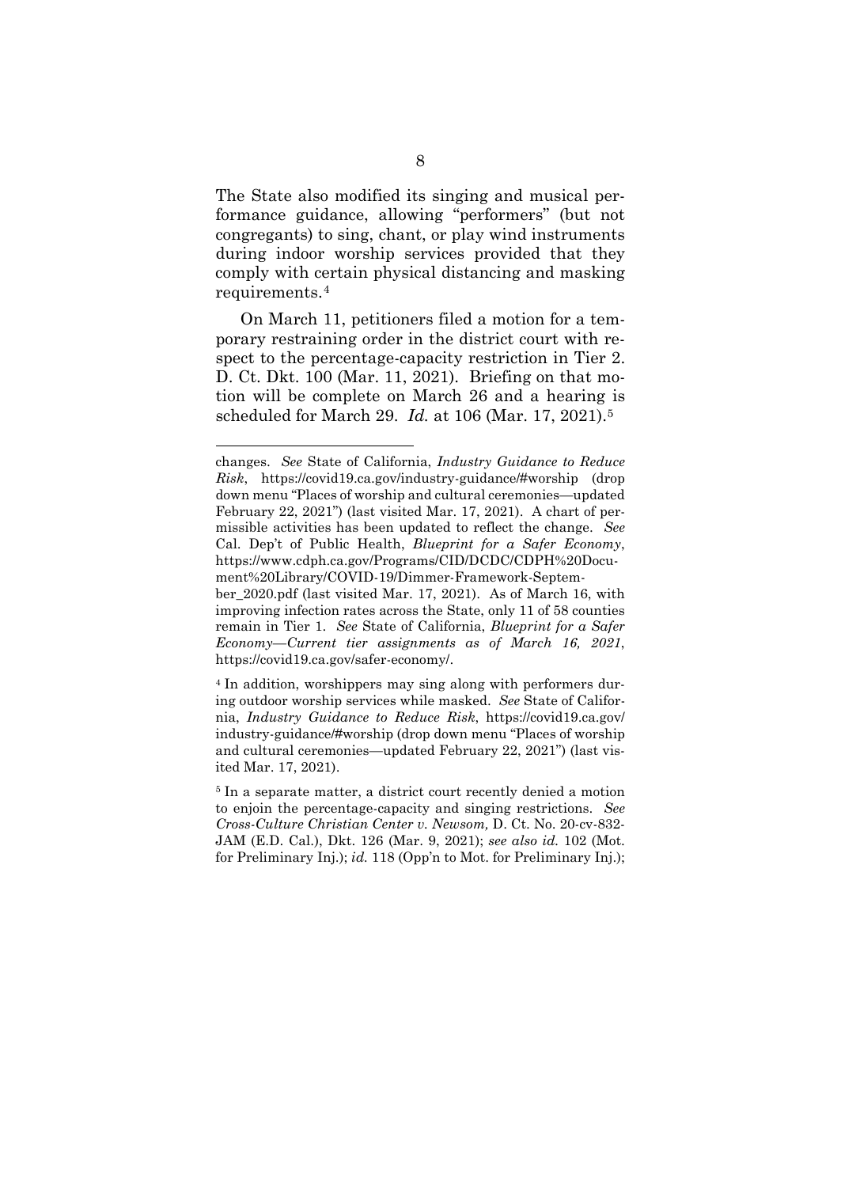The State also modified its singing and musical performance guidance, allowing "performers" (but not congregants) to sing, chant, or play wind instruments during indoor worship services provided that they comply with certain physical distancing and masking requirements.[4]

On March 11, petitioners filed a motion for a temporary restraining order in the district court with respect to the percentage-capacity restriction in Tier 2. D. Ct. Dkt. 100 (Mar. 11, 2021). Briefing on that motion will be complete on March 26 and a hearing is scheduled for March 29. *Id.* at 106 (Mar. 17, 2021).[5]

---

changes. *See* State of California, *Industry Guidance to Reduce Risk*, https://covid19.ca.gov/industry-guidance/#worship (drop down menu "Places of worship and cultural ceremonies—updated February 22, 2021") (last visited Mar. 17, 2021). A chart of permissible activities has been updated to reflect the change. *See* Cal. Dep't of Public Health, *Blueprint for a Safer Economy*, https://www.cdph.ca.gov/Programs/CID/DCDC/CDPH%20Document%20Library/COVID-19/Dimmer-Framework-September_2020.pdf (last visited Mar. 17, 2021). As of March 16, with improving infection rates across the State, only 11 of 58 counties remain in Tier 1. *See* State of California, *Blueprint for a Safer Economy—Current tier assignments as of March 16, 2021*, https://covid19.ca.gov/safer-economy/.

[4] In addition, worshippers may sing along with performers during outdoor worship services while masked. *See* State of California, *Industry Guidance to Reduce Risk*, https://covid19.ca.gov/industry-guidance/#worship (drop down menu "Places of worship and cultural ceremonies—updated February 22, 2021") (last visited Mar. 17, 2021).

[5] In a separate matter, a district court recently denied a motion to enjoin the percentage-capacity and singing restrictions. *See Cross-Culture Christian Center v. Newsom,* D. Ct. No. 20-cv-832-JAM (E.D. Cal.), Dkt. 126 (Mar. 9, 2021); *see also id.* 102 (Mot. for Preliminary Inj.); *id.* 118 (Opp'n to Mot. for Preliminary Inj.);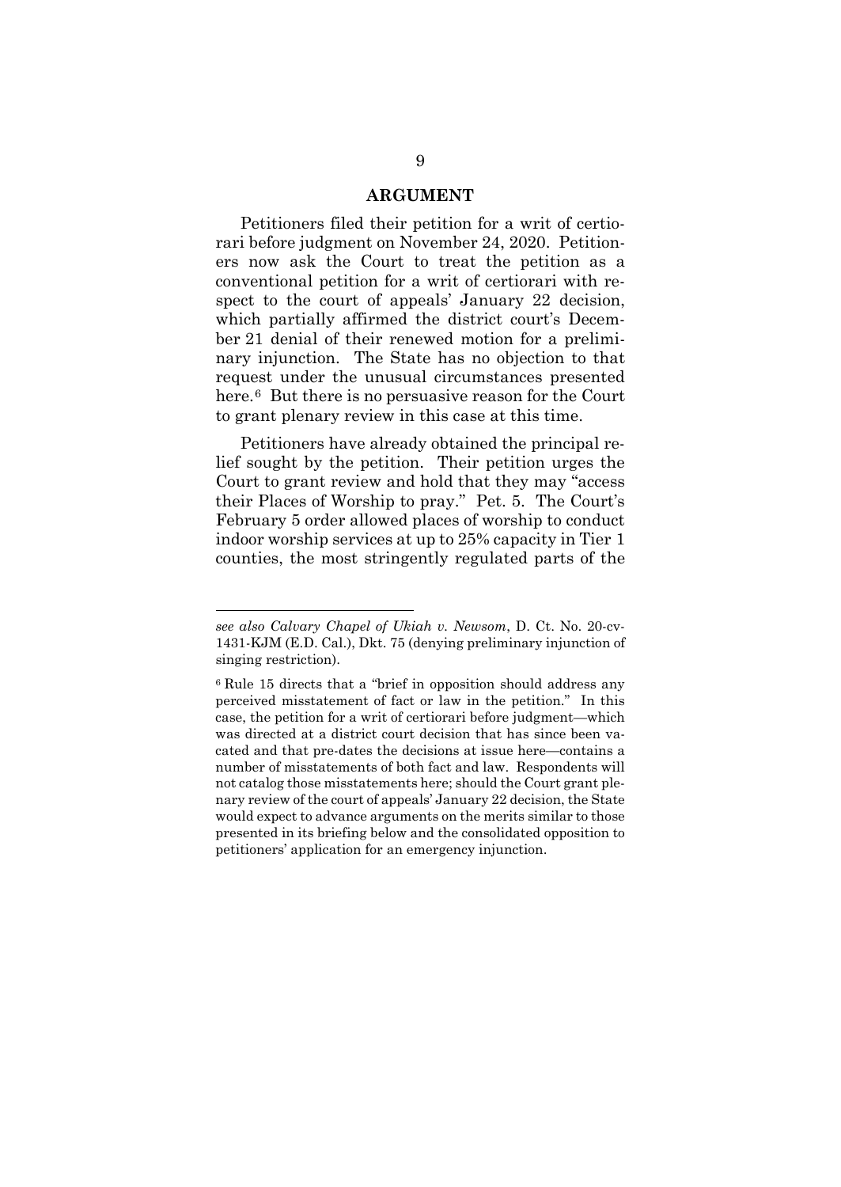## ARGUMENT

Petitioners filed their petition for a writ of certiorari before judgment on November 24, 2020. Petitioners now ask the Court to treat the petition as a conventional petition for a writ of certiorari with respect to the court of appeals' January 22 decision, which partially affirmed the district court's December 21 denial of their renewed motion for a preliminary injunction. The State has no objection to that request under the unusual circumstances presented here.[6] But there is no persuasive reason for the Court to grant plenary review in this case at this time.

Petitioners have already obtained the principal relief sought by the petition. Their petition urges the Court to grant review and hold that they may "access their Places of Worship to pray." Pet. 5. The Court's February 5 order allowed places of worship to conduct indoor worship services at up to 25% capacity in Tier 1 counties, the most stringently regulated parts of the

---

*see also Calvary Chapel of Ukiah v. Newsom*, D. Ct. No. 20-cv-1431-KJM (E.D. Cal.), Dkt. 75 (denying preliminary injunction of singing restriction).

[6] Rule 15 directs that a "brief in opposition should address any perceived misstatement of fact or law in the petition." In this case, the petition for a writ of certiorari before judgment—which was directed at a district court decision that has since been vacated and that pre-dates the decisions at issue here—contains a number of misstatements of both fact and law. Respondents will not catalog those misstatements here; should the Court grant plenary review of the court of appeals' January 22 decision, the State would expect to advance arguments on the merits similar to those presented in its briefing below and the consolidated opposition to petitioners' application for an emergency injunction.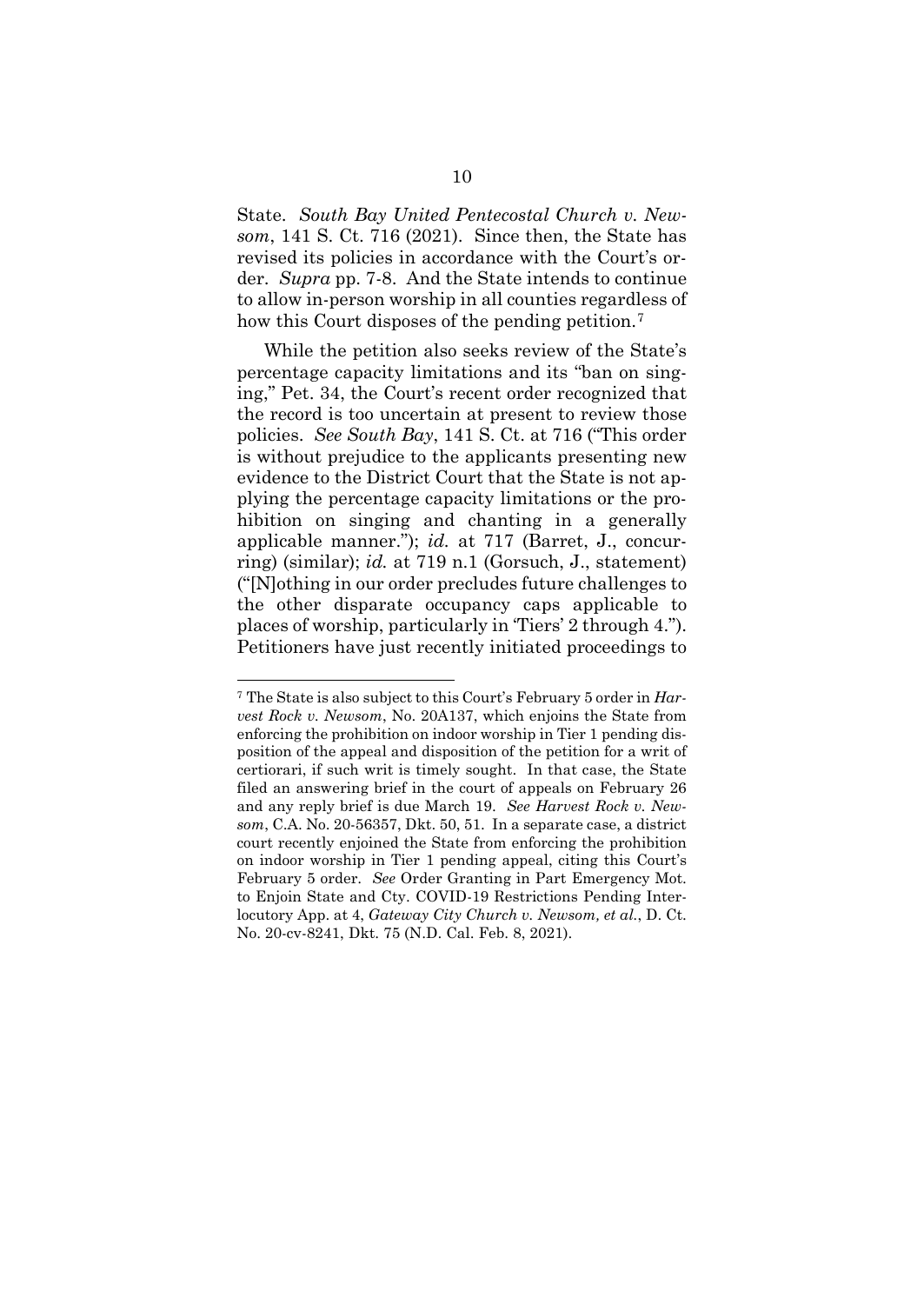State. *South Bay United Pentecostal Church v. Newsom*, 141 S. Ct. 716 (2021). Since then, the State has revised its policies in accordance with the Court's order. *Supra* pp. 7-8. And the State intends to continue to allow in-person worship in all counties regardless of how this Court disposes of the pending petition.[7]

While the petition also seeks review of the State's percentage capacity limitations and its "ban on singing," Pet. 34, the Court's recent order recognized that the record is too uncertain at present to review those policies. *See South Bay*, 141 S. Ct. at 716 ("This order is without prejudice to the applicants presenting new evidence to the District Court that the State is not applying the percentage capacity limitations or the prohibition on singing and chanting in a generally applicable manner."); *id.* at 717 (Barret, J., concurring) (similar); *id.* at 719 n.1 (Gorsuch, J., statement) ("[N]othing in our order precludes future challenges to the other disparate occupancy caps applicable to places of worship, particularly in 'Tiers' 2 through 4."). Petitioners have just recently initiated proceedings to

---

[7] The State is also subject to this Court's February 5 order in *Harvest Rock v. Newsom*, No. 20A137, which enjoins the State from enforcing the prohibition on indoor worship in Tier 1 pending disposition of the appeal and disposition of the petition for a writ of certiorari, if such writ is timely sought. In that case, the State filed an answering brief in the court of appeals on February 26 and any reply brief is due March 19. *See Harvest Rock v. Newsom*, C.A. No. 20-56357, Dkt. 50, 51. In a separate case, a district court recently enjoined the State from enforcing the prohibition on indoor worship in Tier 1 pending appeal, citing this Court's February 5 order. *See* Order Granting in Part Emergency Mot. to Enjoin State and Cty. COVID-19 Restrictions Pending Interlocutory App. at 4, *Gateway City Church v. Newsom, et al.*, D. Ct. No. 20-cv-8241, Dkt. 75 (N.D. Cal. Feb. 8, 2021).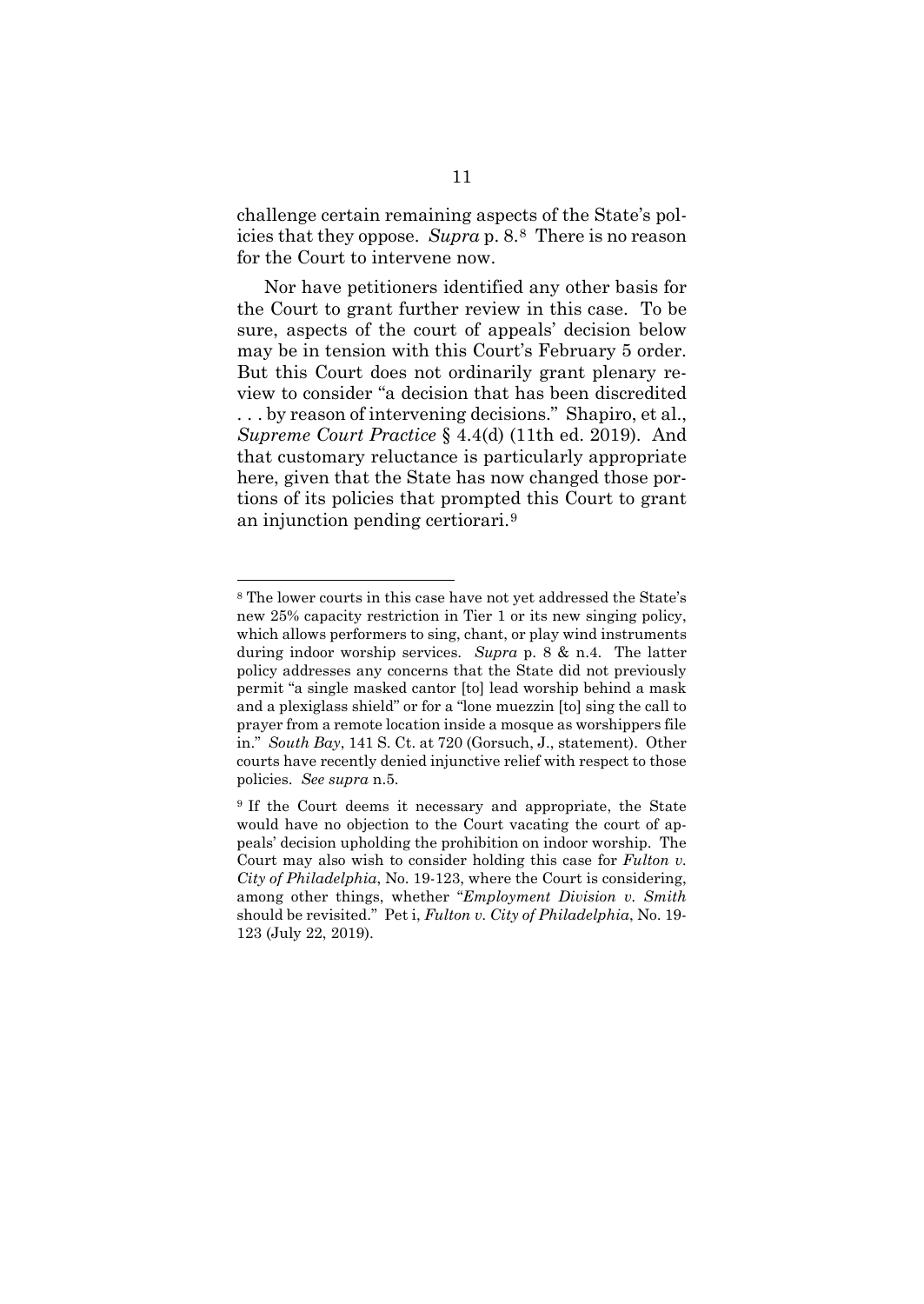challenge certain remaining aspects of the State's policies that they oppose. *Supra* p. 8.[8] There is no reason for the Court to intervene now.

Nor have petitioners identified any other basis for the Court to grant further review in this case. To be sure, aspects of the court of appeals' decision below may be in tension with this Court's February 5 order. But this Court does not ordinarily grant plenary review to consider "a decision that has been discredited . . . by reason of intervening decisions." Shapiro, et al., *Supreme Court Practice* § 4.4(d) (11th ed. 2019). And that customary reluctance is particularly appropriate here, given that the State has now changed those portions of its policies that prompted this Court to grant an injunction pending certiorari.[9]

---

[8] The lower courts in this case have not yet addressed the State's new 25% capacity restriction in Tier 1 or its new singing policy, which allows performers to sing, chant, or play wind instruments during indoor worship services. *Supra* p. 8 & n.4. The latter policy addresses any concerns that the State did not previously permit "a single masked cantor [to] lead worship behind a mask and a plexiglass shield" or for a "lone muezzin [to] sing the call to prayer from a remote location inside a mosque as worshippers file in." *South Bay*, 141 S. Ct. at 720 (Gorsuch, J., statement). Other courts have recently denied injunctive relief with respect to those policies. *See supra* n.5.

[9] If the Court deems it necessary and appropriate, the State would have no objection to the Court vacating the court of appeals' decision upholding the prohibition on indoor worship. The Court may also wish to consider holding this case for *Fulton v. City of Philadelphia*, No. 19-123, where the Court is considering, among other things, whether "*Employment Division v. Smith* should be revisited." Pet i, *Fulton v. City of Philadelphia*, No. 19-123 (July 22, 2019).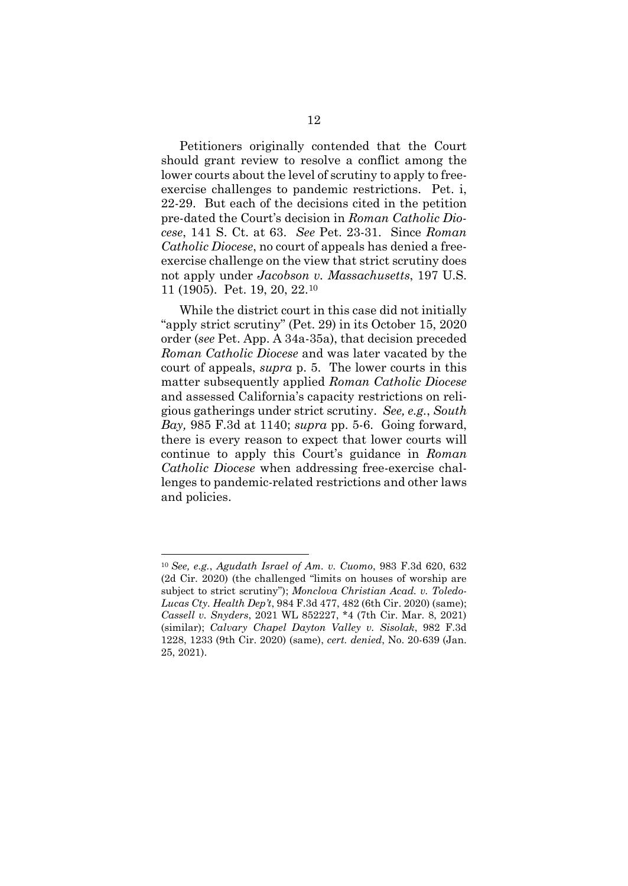Petitioners originally contended that the Court should grant review to resolve a conflict among the lower courts about the level of scrutiny to apply to free-exercise challenges to pandemic restrictions. Pet. i, 22-29. But each of the decisions cited in the petition pre-dated the Court's decision in *Roman Catholic Diocese*, 141 S. Ct. at 63. *See* Pet. 23-31. Since *Roman Catholic Diocese*, no court of appeals has denied a free-exercise challenge on the view that strict scrutiny does not apply under *Jacobson v. Massachusetts*, 197 U.S. 11 (1905). Pet. 19, 20, 22.[10]

While the district court in this case did not initially "apply strict scrutiny" (Pet. 29) in its October 15, 2020 order (*see* Pet. App. A 34a-35a), that decision preceded *Roman Catholic Diocese* and was later vacated by the court of appeals, *supra* p. 5. The lower courts in this matter subsequently applied *Roman Catholic Diocese* and assessed California's capacity restrictions on religious gatherings under strict scrutiny. *See, e.g.*, *South Bay,* 985 F.3d at 1140; *supra* pp. 5-6. Going forward, there is every reason to expect that lower courts will continue to apply this Court's guidance in *Roman Catholic Diocese* when addressing free-exercise challenges to pandemic-related restrictions and other laws and policies.

---

[10] *See, e.g.*, *Agudath Israel of Am. v. Cuomo*, 983 F.3d 620, 632 (2d Cir. 2020) (the challenged "limits on houses of worship are subject to strict scrutiny"); *Monclova Christian Acad. v. Toledo-Lucas Cty. Health Dep't*, 984 F.3d 477, 482 (6th Cir. 2020) (same); *Cassell v. Snyders*, 2021 WL 852227, *4 (7th Cir. Mar. 8, 2021) (similar); *Calvary Chapel Dayton Valley v. Sisolak*, 982 F.3d 1228, 1233 (9th Cir. 2020) (same), *cert. denied*, No. 20-639 (Jan. 25, 2021).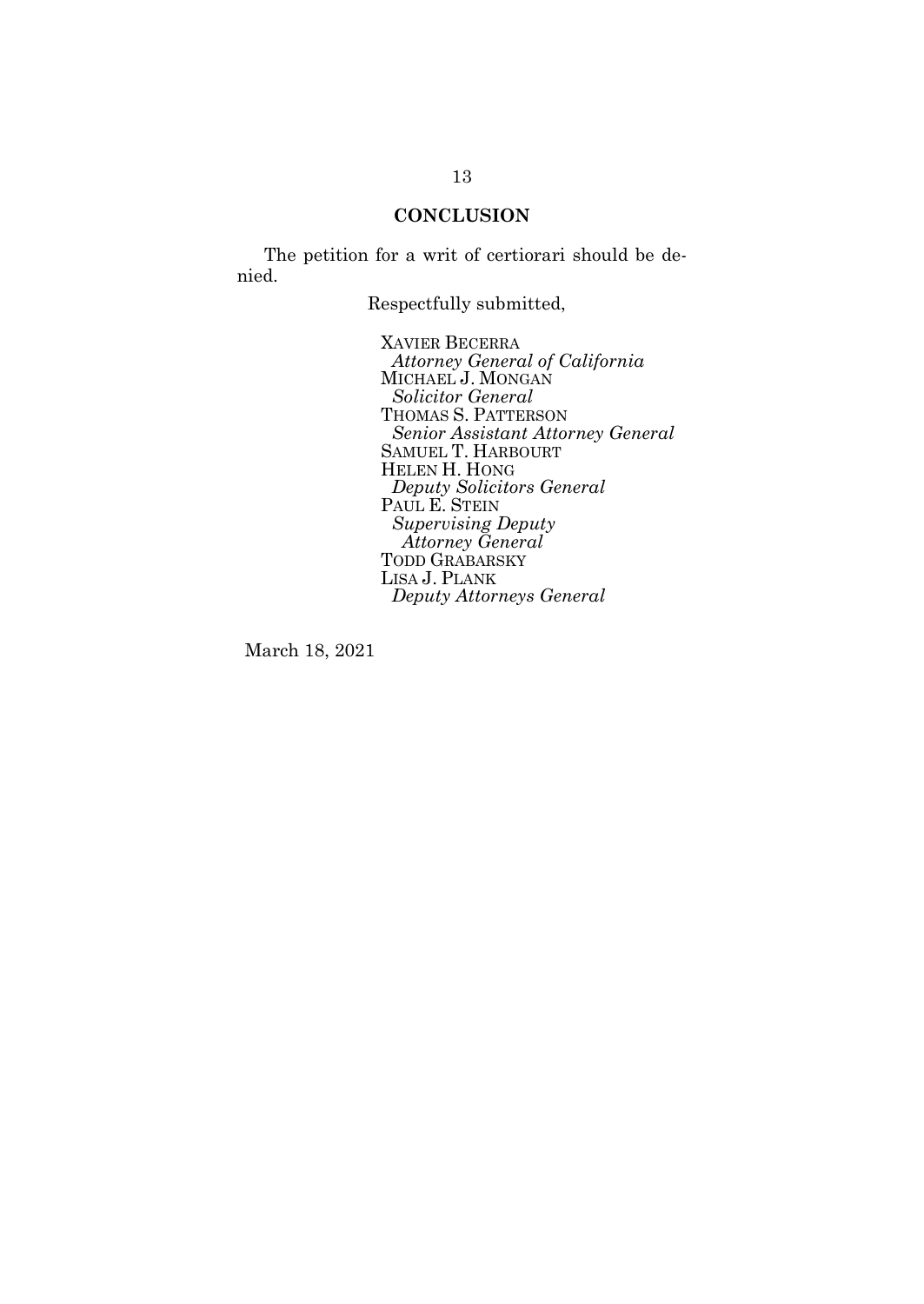## CONCLUSION

The petition for a writ of certiorari should be denied.

Respectfully submitted,

XAVIER BECERRA
*Attorney General of California*
MICHAEL J. MONGAN
*Solicitor General*
THOMAS S. PATTERSON
*Senior Assistant Attorney General*
SAMUEL T. HARBOURT
HELEN H. HONG
*Deputy Solicitors General*
PAUL E. STEIN
*Supervising Deputy Attorney General*
TODD GRABARSKY
LISA J. PLANK
*Deputy Attorneys General*

March 18, 2021